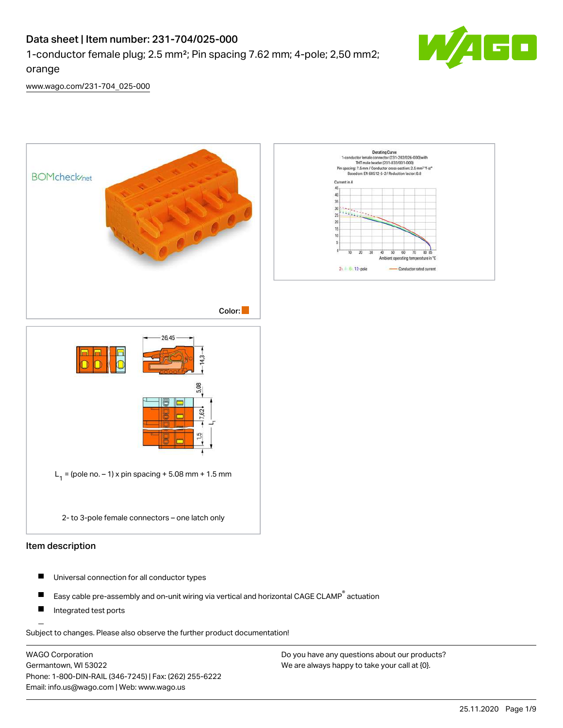# Data sheet | Item number: 231-704/025-000

1-conductor female plug; 2.5 mm²; Pin spacing 7.62 mm; 4-pole; 2,50 mm2; orange

www.wago.com/231-704_025-000

Color:

$L_1$ = (pole no. – 1) x pin spacing + 5.08 mm + 1.5 mm

2- to 3-pole female connectors – one latch only

## Item description

- Universal connection for all conductor types
- Easy cable pre-assembly and on-unit wiring via vertical and horizontal CAGE CLAMP® actuation
- Integrated test ports

Subject to changes. Please also observe the further product documentation!

WAGO Corporation
Germantown, WI 53022
Phone: 1-800-DIN-RAIL (346-7245) | Fax: (262) 255-6222
Email: info.us@wago.com | Web: www.wago.us

Do you have any questions about our products?
We are always happy to take your call at {0}.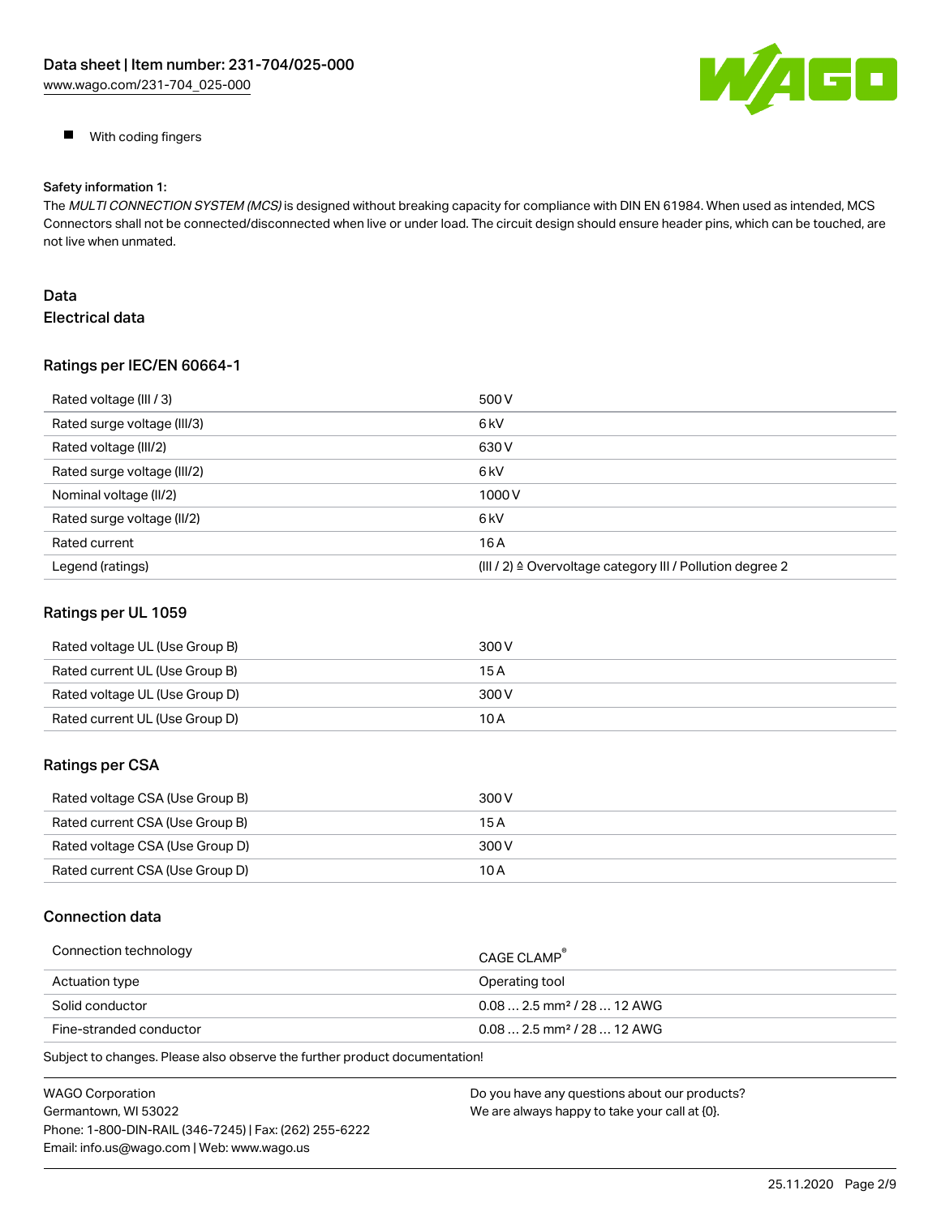- With coding fingers

Safety information 1:
The *MULTI CONNECTION SYSTEM (MCS)* is designed without breaking capacity for compliance with DIN EN 61984. When used as intended, MCS Connectors shall not be connected/disconnected when live or under load. The circuit design should ensure header pins, which can be touched, are not live when unmated.

## Data
### Electrical data

#### Ratings per IEC/EN 60664-1

| | |
|---|---|
| Rated voltage (III / 3) | 500 V |
| Rated surge voltage (III/3) | 6 kV |
| Rated voltage (III/2) | 630 V |
| Rated surge voltage (III/2) | 6 kV |
| Nominal voltage (II/2) | 1000 V |
| Rated surge voltage (II/2) | 6 kV |
| Rated current | 16 A |
| Legend (ratings) | (III / 2) ≙ Overvoltage category III / Pollution degree 2 |

#### Ratings per UL 1059

| | |
|---|---|
| Rated voltage UL (Use Group B) | 300 V |
| Rated current UL (Use Group B) | 15 A |
| Rated voltage UL (Use Group D) | 300 V |
| Rated current UL (Use Group D) | 10 A |

#### Ratings per CSA

| | |
|---|---|
| Rated voltage CSA (Use Group B) | 300 V |
| Rated current CSA (Use Group B) | 15 A |
| Rated voltage CSA (Use Group D) | 300 V |
| Rated current CSA (Use Group D) | 10 A |

### Connection data

| | |
|---|---|
| Connection technology | CAGE CLAMP® |
| Actuation type | Operating tool |
| Solid conductor | 0.08 … 2.5 mm² / 28 … 12 AWG |
| Fine-stranded conductor | 0.08 … 2.5 mm² / 28 … 12 AWG |

Subject to changes. Please also observe the further product documentation!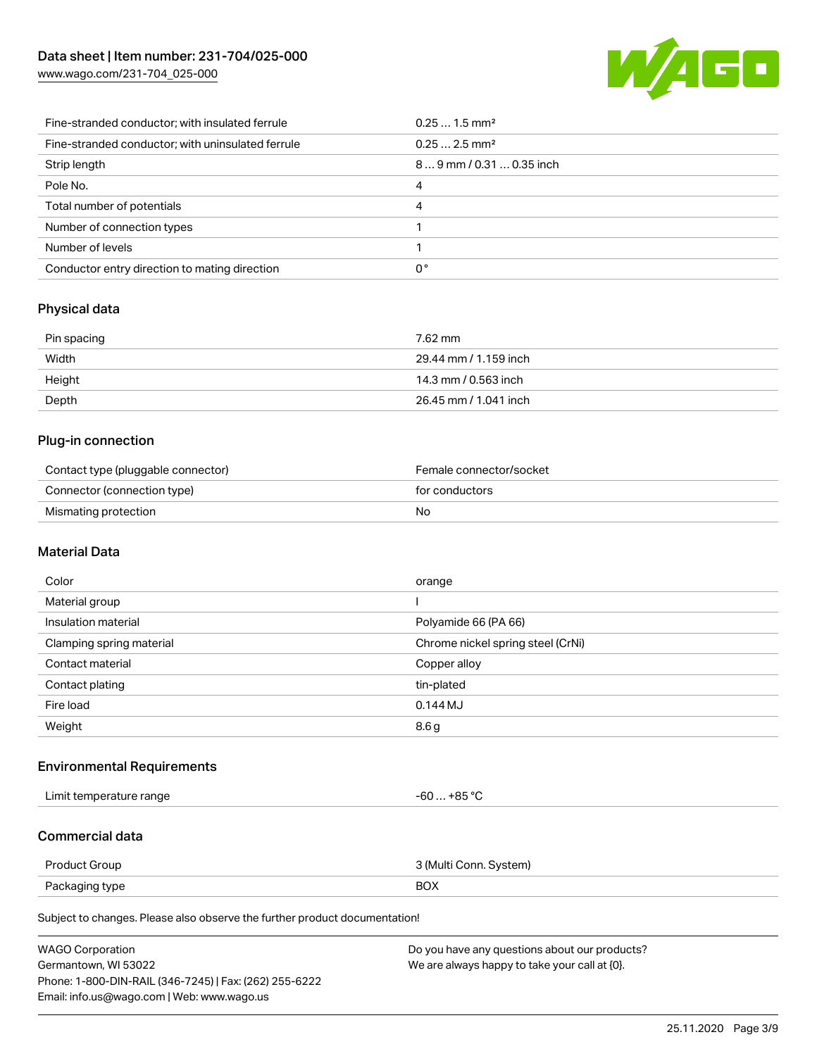| | |
|---|---|
| Fine-stranded conductor; with insulated ferrule | 0.25 … 1.5 mm² |
| Fine-stranded conductor; with uninsulated ferrule | 0.25 … 2.5 mm² |
| Strip length | 8 … 9 mm / 0.31 … 0.35 inch |
| Pole No. | 4 |
| Total number of potentials | 4 |
| Number of connection types | 1 |
| Number of levels | 1 |
| Conductor entry direction to mating direction | 0° |

## Physical data

| | |
|---|---|
| Pin spacing | 7.62 mm |
| Width | 29.44 mm / 1.159 inch |
| Height | 14.3 mm / 0.563 inch |
| Depth | 26.45 mm / 1.041 inch |

## Plug-in connection

| | |
|---|---|
| Contact type (pluggable connector) | Female connector/socket |
| Connector (connection type) | for conductors |
| Mismating protection | No |

## Material Data

| | |
|---|---|
| Color | orange |
| Material group | I |
| Insulation material | Polyamide 66 (PA 66) |
| Clamping spring material | Chrome nickel spring steel (CrNi) |
| Contact material | Copper alloy |
| Contact plating | tin-plated |
| Fire load | 0.144 MJ |
| Weight | 8.6 g |

## Environmental Requirements

| | |
|---|---|
| Limit temperature range | -60 … +85 °C |

## Commercial data

| | |
|---|---|
| Product Group | 3 (Multi Conn. System) |
| Packaging type | BOX |

Subject to changes. Please also observe the further product documentation!

WAGO Corporation
Germantown, WI 53022
Phone: 1-800-DIN-RAIL (346-7245) | Fax: (262) 255-6222
Email: info.us@wago.com | Web: www.wago.us

Do you have any questions about our products?
We are always happy to take your call at {0}.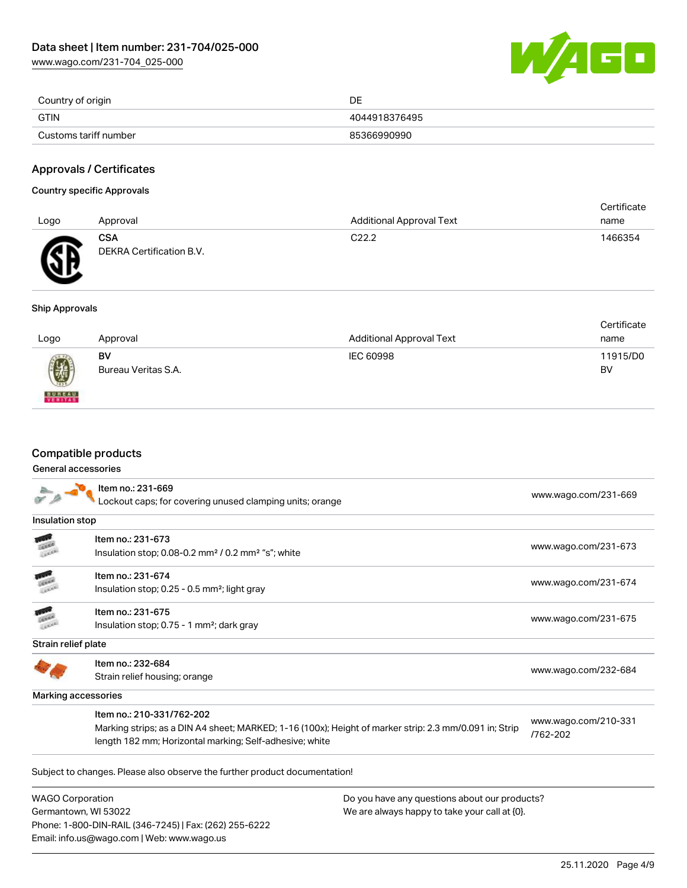| Country of origin | DE |
| --- | --- |
| GTIN | 4044918376495 |
| Customs tariff number | 85366990990 |

## Approvals / Certificates

### Country specific Approvals

| Logo | Approval | Additional Approval Text | Certificate name |
| --- | --- | --- | --- |
| | **CSA** DEKRA Certification B.V. | C22.2 | 1466354 |

### Ship Approvals

| Logo | Approval | Additional Approval Text | Certificate name |
| --- | --- | --- | --- |
| | **BV** Bureau Veritas S.A. | IEC 60998 | 11915/D0 BV |

## Compatible products

### General accessories

| | | |
| --- | --- | --- |
| | Item no.: 231-669 Lockout caps; for covering unused clamping units; orange | www.wago.com/231-669 |

### Insulation stop

| | | |
| --- | --- | --- |
| | Item no.: 231-673 Insulation stop; 0.08-0.2 mm² / 0.2 mm² "s"; white | www.wago.com/231-673 |
| | Item no.: 231-674 Insulation stop; 0.25 - 0.5 mm²; light gray | www.wago.com/231-674 |
| | Item no.: 231-675 Insulation stop; 0.75 - 1 mm²; dark gray | www.wago.com/231-675 |

### Strain relief plate

| | | |
| --- | --- | --- |
| | Item no.: 232-684 Strain relief housing; orange | www.wago.com/232-684 |

### Marking accessories

| | | |
| --- | --- | --- |
| | Item no.: 210-331/762-202 Marking strips; as a DIN A4 sheet; MARKED; 1-16 (100x); Height of marker strip: 2.3 mm/0.091 in; Strip length 182 mm; Horizontal marking; Self-adhesive; white | www.wago.com/210-331/762-202 |

Subject to changes. Please also observe the further product documentation!

WAGO Corporation
Germantown, WI 53022
Phone: 1-800-DIN-RAIL (346-7245) | Fax: (262) 255-6222
Email: info.us@wago.com | Web: www.wago.us

Do you have any questions about our products?
We are always happy to take your call at {0}.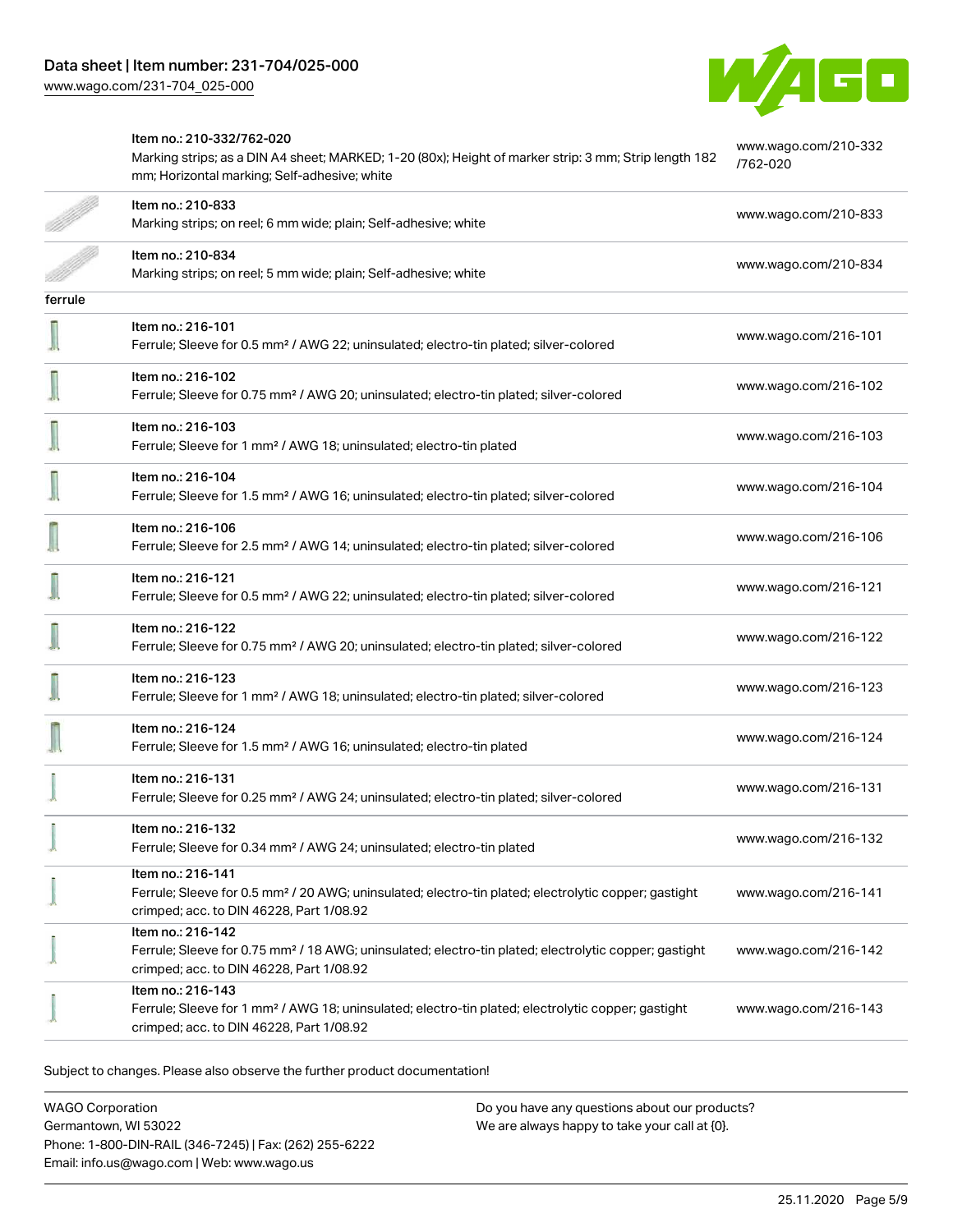| | | |
|---|---|---|
| | Item no.: 210-332/762-020<br>Marking strips; as a DIN A4 sheet; MARKED; 1-20 (80x); Height of marker strip: 3 mm; Strip length 182 mm; Horizontal marking; Self-adhesive; white | www.wago.com/210-332/762-020 |
| | Item no.: 210-833<br>Marking strips; on reel; 6 mm wide; plain; Self-adhesive; white | www.wago.com/210-833 |
| | Item no.: 210-834<br>Marking strips; on reel; 5 mm wide; plain; Self-adhesive; white | www.wago.com/210-834 |
| ferrule | | |
| | Item no.: 216-101<br>Ferrule; Sleeve for 0.5 mm² / AWG 22; uninsulated; electro-tin plated; silver-colored | www.wago.com/216-101 |
| | Item no.: 216-102<br>Ferrule; Sleeve for 0.75 mm² / AWG 20; uninsulated; electro-tin plated; silver-colored | www.wago.com/216-102 |
| | Item no.: 216-103<br>Ferrule; Sleeve for 1 mm² / AWG 18; uninsulated; electro-tin plated | www.wago.com/216-103 |
| | Item no.: 216-104<br>Ferrule; Sleeve for 1.5 mm² / AWG 16; uninsulated; electro-tin plated; silver-colored | www.wago.com/216-104 |
| | Item no.: 216-106<br>Ferrule; Sleeve for 2.5 mm² / AWG 14; uninsulated; electro-tin plated; silver-colored | www.wago.com/216-106 |
| | Item no.: 216-121<br>Ferrule; Sleeve for 0.5 mm² / AWG 22; uninsulated; electro-tin plated; silver-colored | www.wago.com/216-121 |
| | Item no.: 216-122<br>Ferrule; Sleeve for 0.75 mm² / AWG 20; uninsulated; electro-tin plated; silver-colored | www.wago.com/216-122 |
| | Item no.: 216-123<br>Ferrule; Sleeve for 1 mm² / AWG 18; uninsulated; electro-tin plated; silver-colored | www.wago.com/216-123 |
| | Item no.: 216-124<br>Ferrule; Sleeve for 1.5 mm² / AWG 16; uninsulated; electro-tin plated | www.wago.com/216-124 |
| | Item no.: 216-131<br>Ferrule; Sleeve for 0.25 mm² / AWG 24; uninsulated; electro-tin plated; silver-colored | www.wago.com/216-131 |
| | Item no.: 216-132<br>Ferrule; Sleeve for 0.34 mm² / AWG 24; uninsulated; electro-tin plated | www.wago.com/216-132 |
| | Item no.: 216-141<br>Ferrule; Sleeve for 0.5 mm² / 20 AWG; uninsulated; electro-tin plated; electrolytic copper; gastight crimped; acc. to DIN 46228, Part 1/08.92 | www.wago.com/216-141 |
| | Item no.: 216-142<br>Ferrule; Sleeve for 0.75 mm² / 18 AWG; uninsulated; electro-tin plated; electrolytic copper; gastight crimped; acc. to DIN 46228, Part 1/08.92 | www.wago.com/216-142 |
| | Item no.: 216-143<br>Ferrule; Sleeve for 1 mm² / AWG 18; uninsulated; electro-tin plated; electrolytic copper; gastight crimped; acc. to DIN 46228, Part 1/08.92 | www.wago.com/216-143 |

Subject to changes. Please also observe the further product documentation!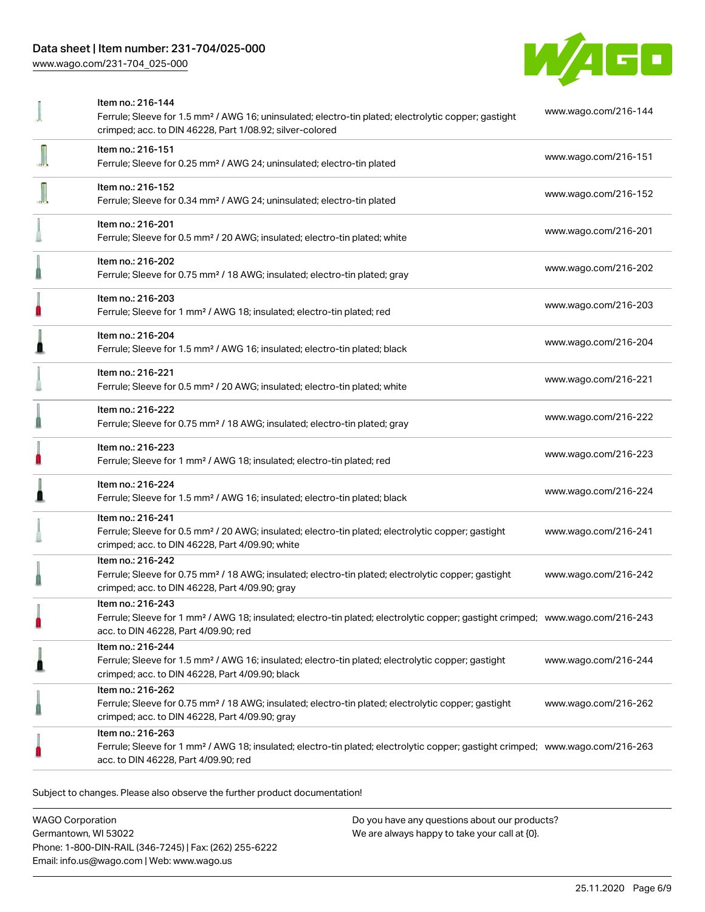| | | |
|---|---|---|
| | Item no.: 216-144<br>Ferrule; Sleeve for 1.5 mm² / AWG 16; uninsulated; electro-tin plated; electrolytic copper; gastight crimped; acc. to DIN 46228, Part 1/08.92; silver-colored | www.wago.com/216-144 |
| | Item no.: 216-151<br>Ferrule; Sleeve for 0.25 mm² / AWG 24; uninsulated; electro-tin plated | www.wago.com/216-151 |
| | Item no.: 216-152<br>Ferrule; Sleeve for 0.34 mm² / AWG 24; uninsulated; electro-tin plated | www.wago.com/216-152 |
| | Item no.: 216-201<br>Ferrule; Sleeve for 0.5 mm² / 20 AWG; insulated; electro-tin plated; white | www.wago.com/216-201 |
| | Item no.: 216-202<br>Ferrule; Sleeve for 0.75 mm² / 18 AWG; insulated; electro-tin plated; gray | www.wago.com/216-202 |
| | Item no.: 216-203<br>Ferrule; Sleeve for 1 mm² / AWG 18; insulated; electro-tin plated; red | www.wago.com/216-203 |
| | Item no.: 216-204<br>Ferrule; Sleeve for 1.5 mm² / AWG 16; insulated; electro-tin plated; black | www.wago.com/216-204 |
| | Item no.: 216-221<br>Ferrule; Sleeve for 0.5 mm² / 20 AWG; insulated; electro-tin plated; white | www.wago.com/216-221 |
| | Item no.: 216-222<br>Ferrule; Sleeve for 0.75 mm² / 18 AWG; insulated; electro-tin plated; gray | www.wago.com/216-222 |
| | Item no.: 216-223<br>Ferrule; Sleeve for 1 mm² / AWG 18; insulated; electro-tin plated; red | www.wago.com/216-223 |
| | Item no.: 216-224<br>Ferrule; Sleeve for 1.5 mm² / AWG 16; insulated; electro-tin plated; black | www.wago.com/216-224 |
| | Item no.: 216-241<br>Ferrule; Sleeve for 0.5 mm² / 20 AWG; insulated; electro-tin plated; electrolytic copper; gastight crimped; acc. to DIN 46228, Part 4/09.90; white | www.wago.com/216-241 |
| | Item no.: 216-242<br>Ferrule; Sleeve for 0.75 mm² / 18 AWG; insulated; electro-tin plated; electrolytic copper; gastight crimped; acc. to DIN 46228, Part 4/09.90; gray | www.wago.com/216-242 |
| | Item no.: 216-243<br>Ferrule; Sleeve for 1 mm² / AWG 18; insulated; electro-tin plated; electrolytic copper; gastight crimped; acc. to DIN 46228, Part 4/09.90; red | www.wago.com/216-243 |
| | Item no.: 216-244<br>Ferrule; Sleeve for 1.5 mm² / AWG 16; insulated; electro-tin plated; electrolytic copper; gastight crimped; acc. to DIN 46228, Part 4/09.90; black | www.wago.com/216-244 |
| | Item no.: 216-262<br>Ferrule; Sleeve for 0.75 mm² / 18 AWG; insulated; electro-tin plated; electrolytic copper; gastight crimped; acc. to DIN 46228, Part 4/09.90; gray | www.wago.com/216-262 |
| | Item no.: 216-263<br>Ferrule; Sleeve for 1 mm² / AWG 18; insulated; electro-tin plated; electrolytic copper; gastight crimped; acc. to DIN 46228, Part 4/09.90; red | www.wago.com/216-263 |

Subject to changes. Please also observe the further product documentation!

WAGO Corporation
Germantown, WI 53022
Phone: 1-800-DIN-RAIL (346-7245) | Fax: (262) 255-6222
Email: info.us@wago.com | Web: www.wago.us

Do you have any questions about our products?
We are always happy to take your call at {0}.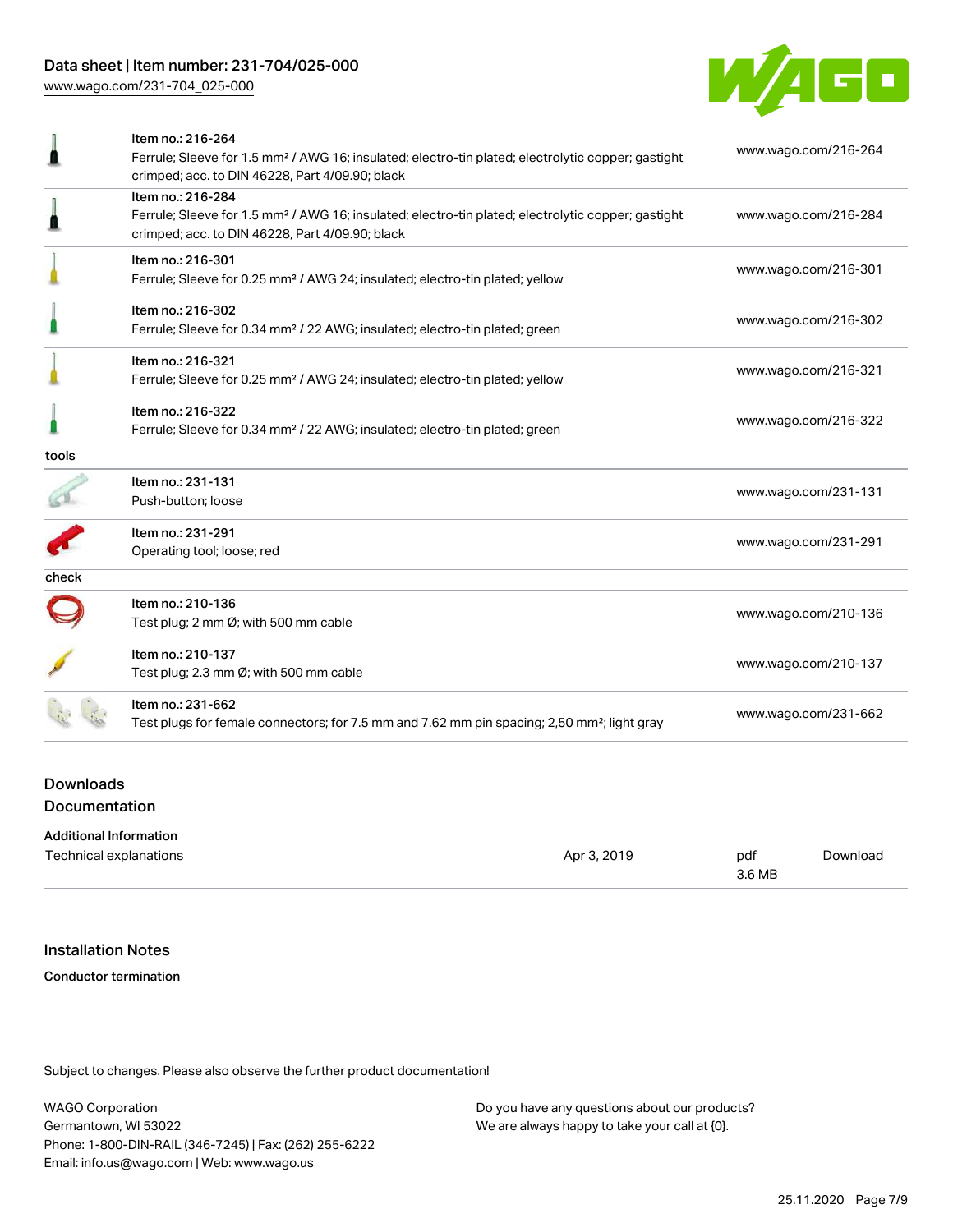| | | |
|---|---|---|
| | Item no.: 216-264<br>Ferrule; Sleeve for 1.5 mm² / AWG 16; insulated; electro-tin plated; electrolytic copper; gastight crimped; acc. to DIN 46228, Part 4/09.90; black | www.wago.com/216-264 |
| | Item no.: 216-284<br>Ferrule; Sleeve for 1.5 mm² / AWG 16; insulated; electro-tin plated; electrolytic copper; gastight crimped; acc. to DIN 46228, Part 4/09.90; black | www.wago.com/216-284 |
| | Item no.: 216-301<br>Ferrule; Sleeve for 0.25 mm² / AWG 24; insulated; electro-tin plated; yellow | www.wago.com/216-301 |
| | Item no.: 216-302<br>Ferrule; Sleeve for 0.34 mm² / 22 AWG; insulated; electro-tin plated; green | www.wago.com/216-302 |
| | Item no.: 216-321<br>Ferrule; Sleeve for 0.25 mm² / AWG 24; insulated; electro-tin plated; yellow | www.wago.com/216-321 |
| | Item no.: 216-322<br>Ferrule; Sleeve for 0.34 mm² / 22 AWG; insulated; electro-tin plated; green | www.wago.com/216-322 |
| tools | | |
| | Item no.: 231-131<br>Push-button; loose | www.wago.com/231-131 |
| | Item no.: 231-291<br>Operating tool; loose; red | www.wago.com/231-291 |
| check | | |
| | Item no.: 210-136<br>Test plug; 2 mm Ø; with 500 mm cable | www.wago.com/210-136 |
| | Item no.: 210-137<br>Test plug; 2.3 mm Ø; with 500 mm cable | www.wago.com/210-137 |
| | Item no.: 231-662<br>Test plugs for female connectors; for 7.5 mm and 7.62 mm pin spacing; 2,50 mm²; light gray | www.wago.com/231-662 |

## Downloads

### Documentation

**Additional Information**

| | | | |
|---|---|---|---|
| Technical explanations | Apr 3, 2019 | pdf<br>3.6 MB | Download |

## Installation Notes

**Conductor termination**

Subject to changes. Please also observe the further product documentation!

WAGO Corporation
Germantown, WI 53022
Phone: 1-800-DIN-RAIL (346-7245) | Fax: (262) 255-6222
Email: info.us@wago.com | Web: www.wago.us

Do you have any questions about our products?
We are always happy to take your call at {0}.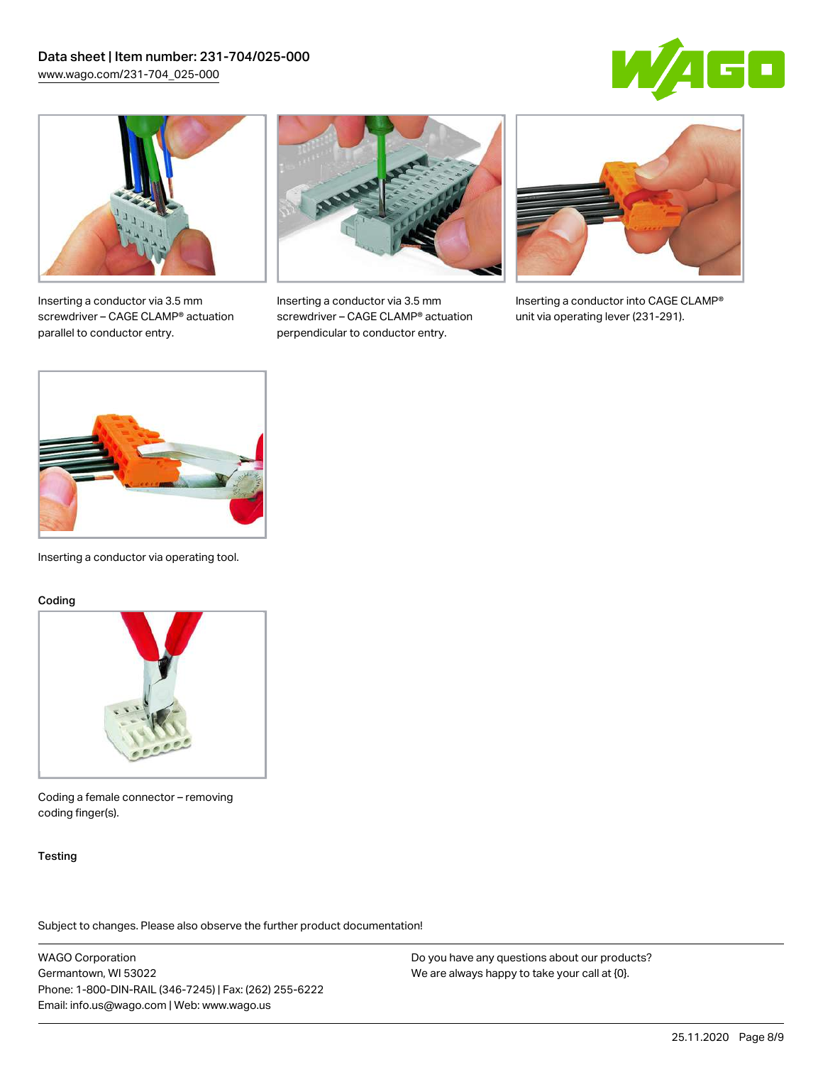Inserting a conductor via 3.5 mm screwdriver – CAGE CLAMP® actuation parallel to conductor entry.

Inserting a conductor via 3.5 mm screwdriver – CAGE CLAMP® actuation perpendicular to conductor entry.

Inserting a conductor into CAGE CLAMP® unit via operating lever (231-291).

Inserting a conductor via operating tool.

### Coding

Coding a female connector – removing coding finger(s).

### Testing

Subject to changes. Please also observe the further product documentation!

WAGO Corporation
Germantown, WI 53022
Phone: 1-800-DIN-RAIL (346-7245) | Fax: (262) 255-6222
Email: info.us@wago.com | Web: www.wago.us

Do you have any questions about our products?
We are always happy to take your call at {0}.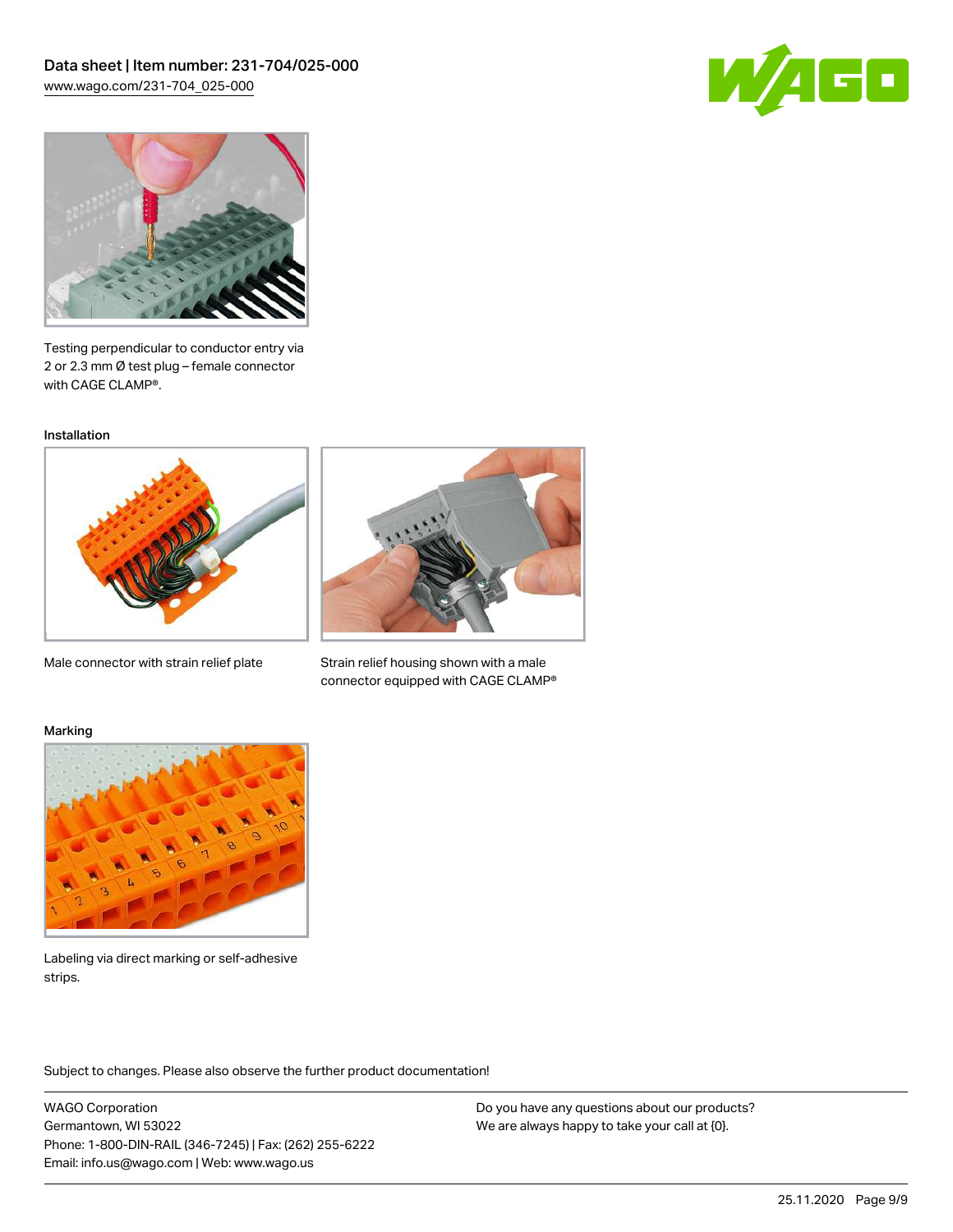Testing perpendicular to conductor entry via 2 or 2.3 mm Ø test plug – female connector with CAGE CLAMP®.

### Installation

Male connector with strain relief plate

Strain relief housing shown with a male connector equipped with CAGE CLAMP®

### Marking

Labeling via direct marking or self-adhesive strips.

Subject to changes. Please also observe the further product documentation!

WAGO Corporation
Germantown, WI 53022
Phone: 1-800-DIN-RAIL (346-7245) | Fax: (262) 255-6222
Email: info.us@wago.com | Web: www.wago.us

Do you have any questions about our products?
We are always happy to take your call at {0}.